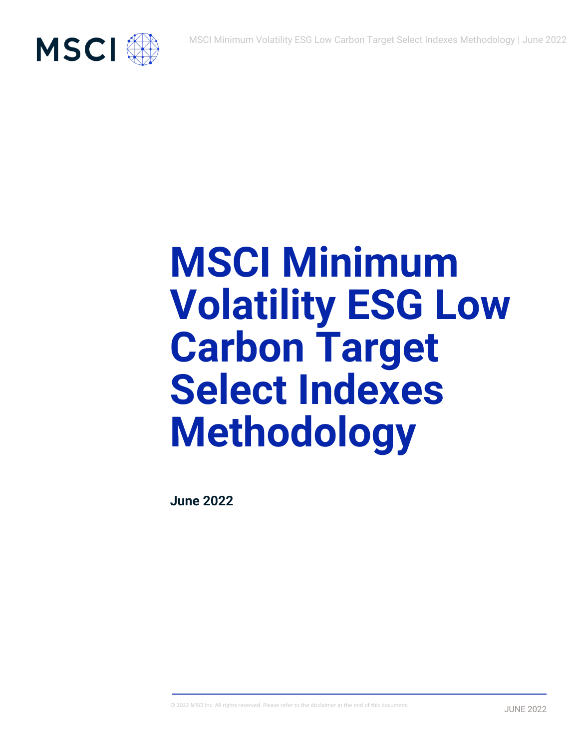# MSCI Minimum Volatility ESG Low Carbon Target Select Indexes Methodology

**June 2022**

© 2022 MSCI Inc. All rights reserved. Please refer to the disclaimer at the end of this document.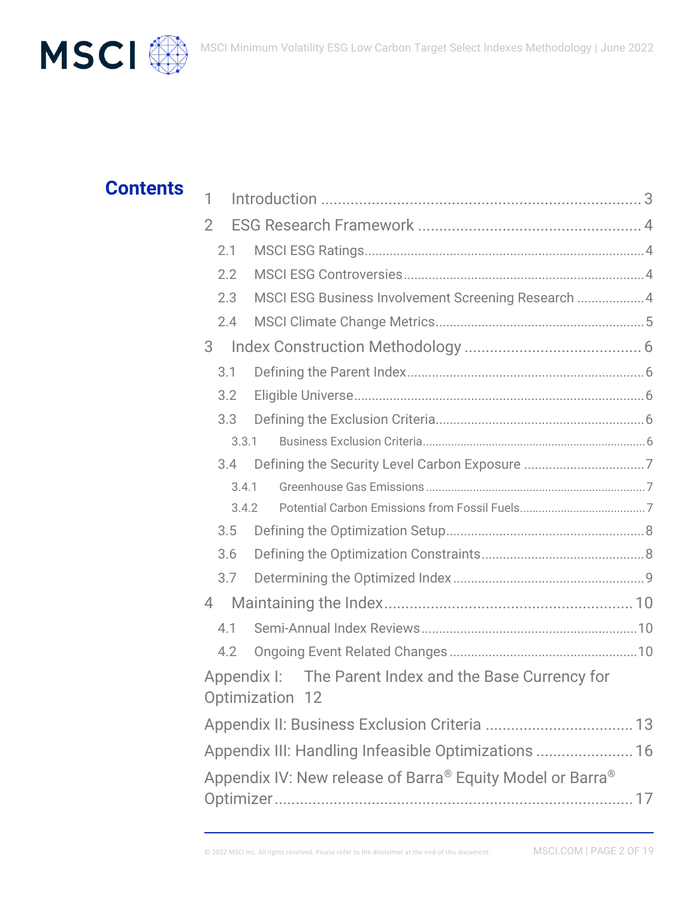# Contents

1 Introduction ........................................................................ 3

2 ESG Research Framework ................................................... 4

2.1 MSCI ESG Ratings ........................................................................ 4

2.2 MSCI ESG Controversies ................................................................ 4

2.3 MSCI ESG Business Involvement Screening Research .................. 4

2.4 MSCI Climate Change Metrics ....................................................... 5

3 Index Construction Methodology ......................................... 6

3.1 Defining the Parent Index ............................................................... 6

3.2 Eligible Universe ............................................................................ 6

3.3 Defining the Exclusion Criteria ....................................................... 6

3.3.1 Business Exclusion Criteria ...................................................................... 6

3.4 Defining the Security Level Carbon Exposure ................................ 7

3.4.1 Greenhouse Gas Emissions ...................................................................... 7

3.4.2 Potential Carbon Emissions from Fossil Fuels ........................................... 7

3.5 Defining the Optimization Setup ..................................................... 8

3.6 Defining the Optimization Constraints ............................................ 8

3.7 Determining the Optimized Index ................................................... 9

4 Maintaining the Index ........................................................... 10

4.1 Semi-Annual Index Reviews ........................................................... 10

4.2 Ongoing Event Related Changes ................................................... 10

Appendix I: The Parent Index and the Base Currency for Optimization 12

Appendix II: Business Exclusion Criteria .................................. 13

Appendix III: Handling Infeasible Optimizations ....................... 16

Appendix IV: New release of Barra® Equity Model or Barra® Optimizer ......................................................................... 17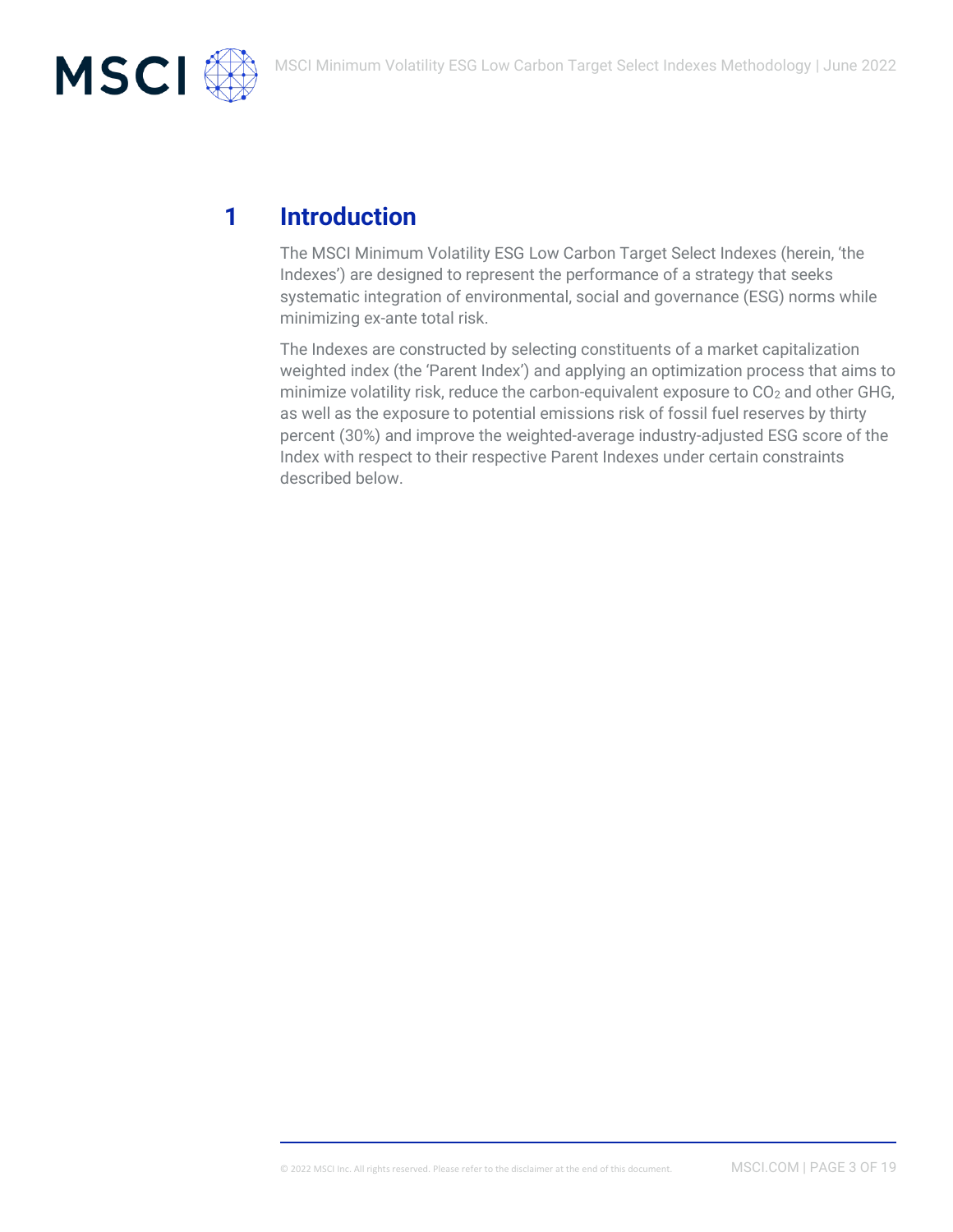# 1 Introduction

The MSCI Minimum Volatility ESG Low Carbon Target Select Indexes (herein, 'the Indexes') are designed to represent the performance of a strategy that seeks systematic integration of environmental, social and governance (ESG) norms while minimizing ex-ante total risk.

The Indexes are constructed by selecting constituents of a market capitalization weighted index (the 'Parent Index') and applying an optimization process that aims to minimize volatility risk, reduce the carbon-equivalent exposure to $CO_2$ and other GHG, as well as the exposure to potential emissions risk of fossil fuel reserves by thirty percent (30%) and improve the weighted-average industry-adjusted ESG score of the Index with respect to their respective Parent Indexes under certain constraints described below.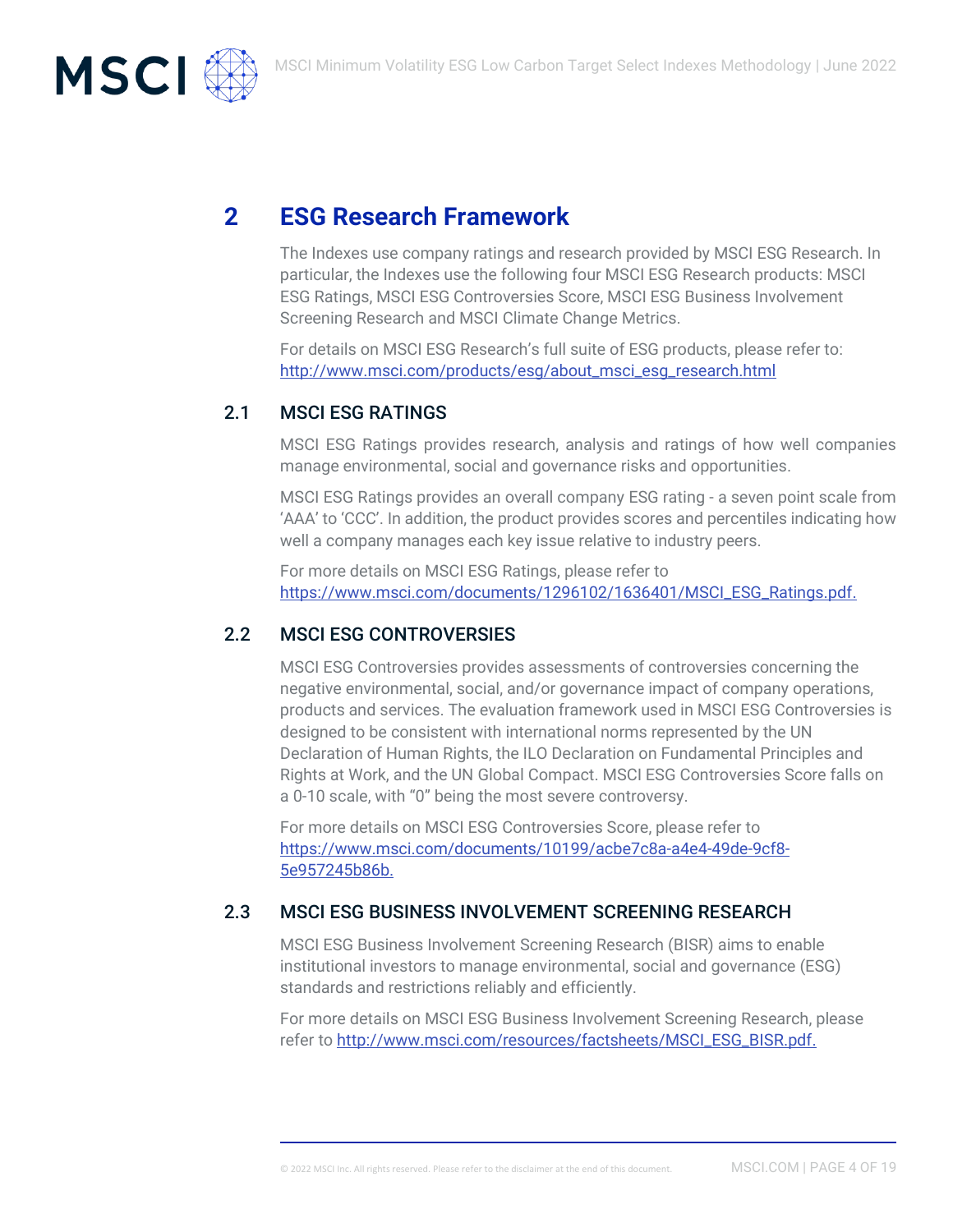# 2 ESG Research Framework

The Indexes use company ratings and research provided by MSCI ESG Research. In particular, the Indexes use the following four MSCI ESG Research products: MSCI ESG Ratings, MSCI ESG Controversies Score, MSCI ESG Business Involvement Screening Research and MSCI Climate Change Metrics.

For details on MSCI ESG Research's full suite of ESG products, please refer to: http://www.msci.com/products/esg/about_msci_esg_research.html

## 2.1 MSCI ESG RATINGS

MSCI ESG Ratings provides research, analysis and ratings of how well companies manage environmental, social and governance risks and opportunities.

MSCI ESG Ratings provides an overall company ESG rating - a seven point scale from 'AAA' to 'CCC'. In addition, the product provides scores and percentiles indicating how well a company manages each key issue relative to industry peers.

For more details on MSCI ESG Ratings, please refer to https://www.msci.com/documents/1296102/1636401/MSCI_ESG_Ratings.pdf.

## 2.2 MSCI ESG CONTROVERSIES

MSCI ESG Controversies provides assessments of controversies concerning the negative environmental, social, and/or governance impact of company operations, products and services. The evaluation framework used in MSCI ESG Controversies is designed to be consistent with international norms represented by the UN Declaration of Human Rights, the ILO Declaration on Fundamental Principles and Rights at Work, and the UN Global Compact. MSCI ESG Controversies Score falls on a 0-10 scale, with "0" being the most severe controversy.

For more details on MSCI ESG Controversies Score, please refer to https://www.msci.com/documents/10199/acbe7c8a-a4e4-49de-9cf8-5e957245b86b.

## 2.3 MSCI ESG BUSINESS INVOLVEMENT SCREENING RESEARCH

MSCI ESG Business Involvement Screening Research (BISR) aims to enable institutional investors to manage environmental, social and governance (ESG) standards and restrictions reliably and efficiently.

For more details on MSCI ESG Business Involvement Screening Research, please refer to http://www.msci.com/resources/factsheets/MSCI_ESG_BISR.pdf.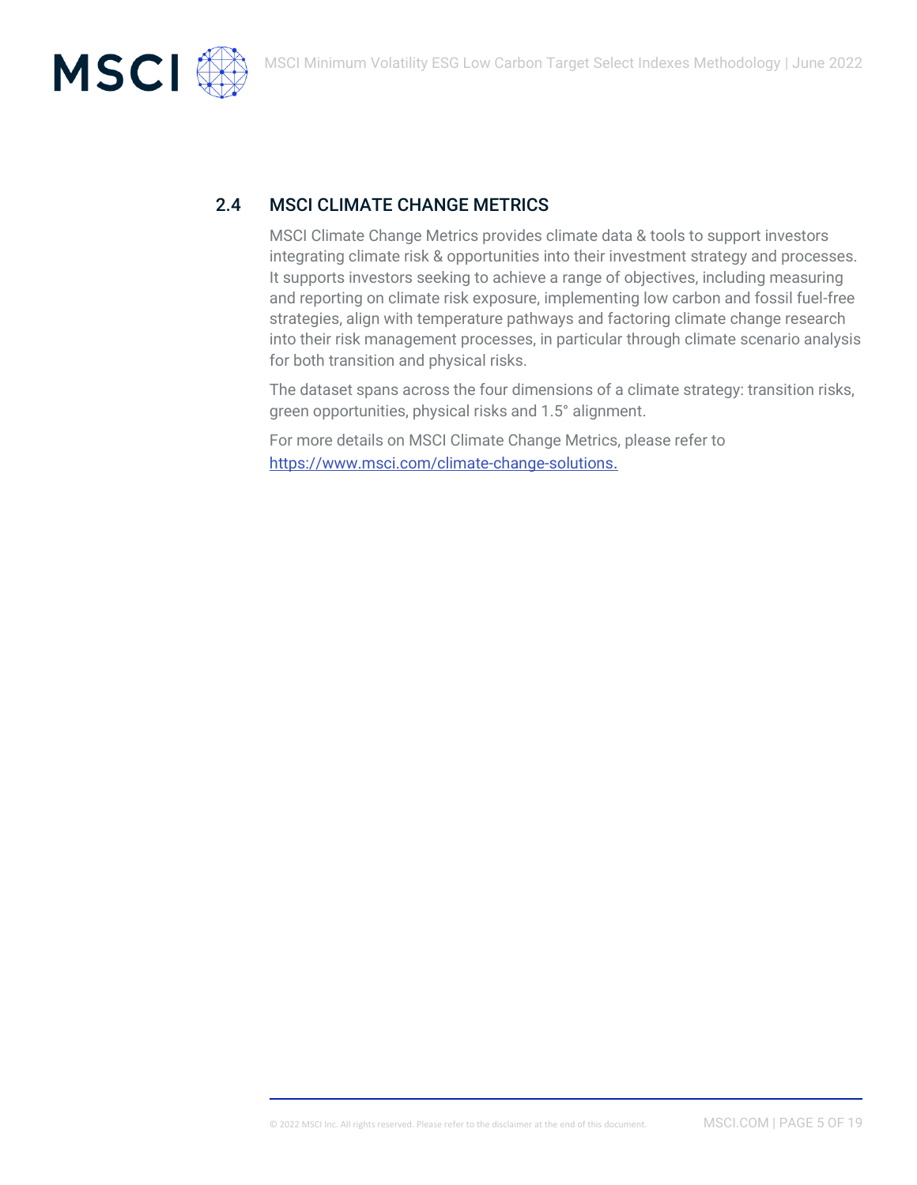## 2.4 MSCI CLIMATE CHANGE METRICS

MSCI Climate Change Metrics provides climate data & tools to support investors integrating climate risk & opportunities into their investment strategy and processes. It supports investors seeking to achieve a range of objectives, including measuring and reporting on climate risk exposure, implementing low carbon and fossil fuel-free strategies, align with temperature pathways and factoring climate change research into their risk management processes, in particular through climate scenario analysis for both transition and physical risks.

The dataset spans across the four dimensions of a climate strategy: transition risks, green opportunities, physical risks and 1.5° alignment.

For more details on MSCI Climate Change Metrics, please refer to [https://www.msci.com/climate-change-solutions.](https://www.msci.com/climate-change-solutions)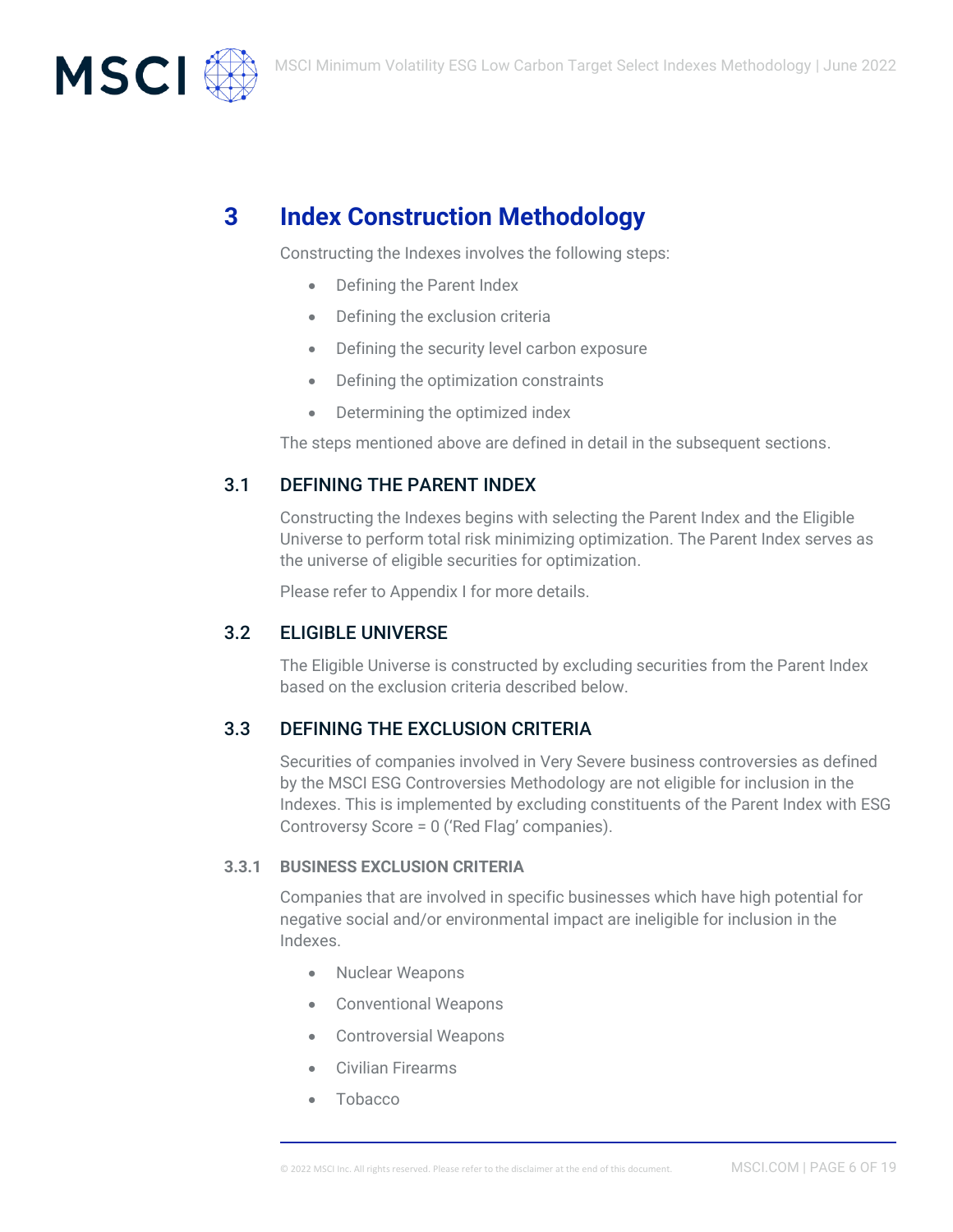# 3 Index Construction Methodology

Constructing the Indexes involves the following steps:

- Defining the Parent Index
- Defining the exclusion criteria
- Defining the security level carbon exposure
- Defining the optimization constraints
- Determining the optimized index

The steps mentioned above are defined in detail in the subsequent sections.

## 3.1 DEFINING THE PARENT INDEX

Constructing the Indexes begins with selecting the Parent Index and the Eligible Universe to perform total risk minimizing optimization. The Parent Index serves as the universe of eligible securities for optimization.

Please refer to Appendix I for more details.

## 3.2 ELIGIBLE UNIVERSE

The Eligible Universe is constructed by excluding securities from the Parent Index based on the exclusion criteria described below.

## 3.3 DEFINING THE EXCLUSION CRITERIA

Securities of companies involved in Very Severe business controversies as defined by the MSCI ESG Controversies Methodology are not eligible for inclusion in the Indexes. This is implemented by excluding constituents of the Parent Index with ESG Controversy Score = 0 ('Red Flag' companies).

### 3.3.1 BUSINESS EXCLUSION CRITERIA

Companies that are involved in specific businesses which have high potential for negative social and/or environmental impact are ineligible for inclusion in the Indexes.

- Nuclear Weapons
- Conventional Weapons
- Controversial Weapons
- Civilian Firearms
- Tobacco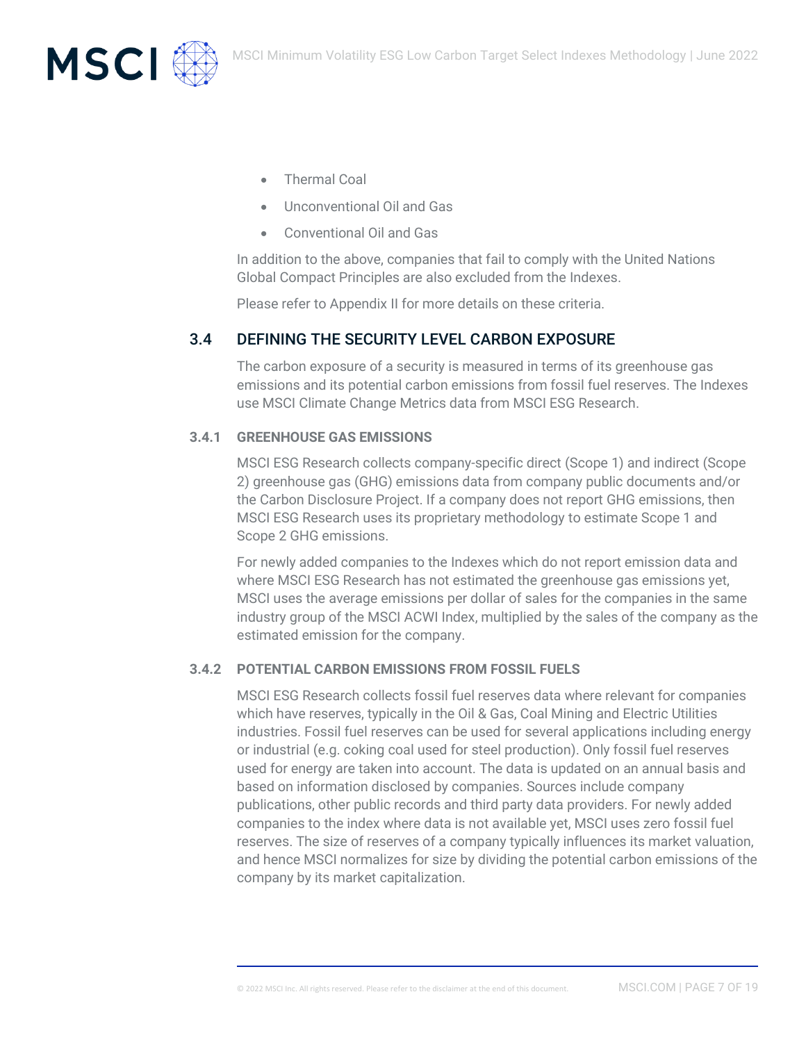- Thermal Coal
- Unconventional Oil and Gas
- Conventional Oil and Gas

In addition to the above, companies that fail to comply with the United Nations Global Compact Principles are also excluded from the Indexes.

Please refer to Appendix II for more details on these criteria.

## 3.4 DEFINING THE SECURITY LEVEL CARBON EXPOSURE

The carbon exposure of a security is measured in terms of its greenhouse gas emissions and its potential carbon emissions from fossil fuel reserves. The Indexes use MSCI Climate Change Metrics data from MSCI ESG Research.

### 3.4.1 GREENHOUSE GAS EMISSIONS

MSCI ESG Research collects company-specific direct (Scope 1) and indirect (Scope 2) greenhouse gas (GHG) emissions data from company public documents and/or the Carbon Disclosure Project. If a company does not report GHG emissions, then MSCI ESG Research uses its proprietary methodology to estimate Scope 1 and Scope 2 GHG emissions.

For newly added companies to the Indexes which do not report emission data and where MSCI ESG Research has not estimated the greenhouse gas emissions yet, MSCI uses the average emissions per dollar of sales for the companies in the same industry group of the MSCI ACWI Index, multiplied by the sales of the company as the estimated emission for the company.

### 3.4.2 POTENTIAL CARBON EMISSIONS FROM FOSSIL FUELS

MSCI ESG Research collects fossil fuel reserves data where relevant for companies which have reserves, typically in the Oil & Gas, Coal Mining and Electric Utilities industries. Fossil fuel reserves can be used for several applications including energy or industrial (e.g. coking coal used for steel production). Only fossil fuel reserves used for energy are taken into account. The data is updated on an annual basis and based on information disclosed by companies. Sources include company publications, other public records and third party data providers. For newly added companies to the index where data is not available yet, MSCI uses zero fossil fuel reserves. The size of reserves of a company typically influences its market valuation, and hence MSCI normalizes for size by dividing the potential carbon emissions of the company by its market capitalization.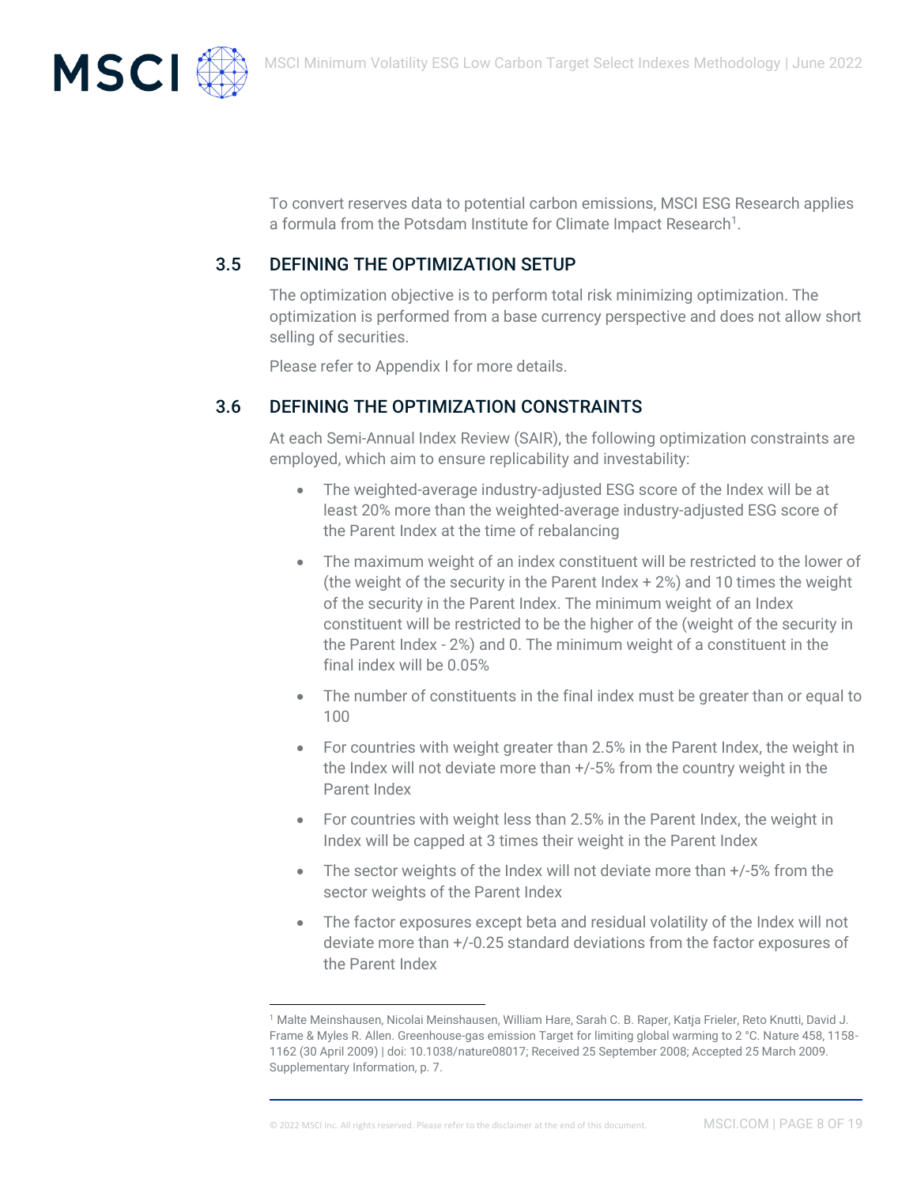To convert reserves data to potential carbon emissions, MSCI ESG Research applies a formula from the Potsdam Institute for Climate Impact Research[1].

## 3.5 DEFINING THE OPTIMIZATION SETUP

The optimization objective is to perform total risk minimizing optimization. The optimization is performed from a base currency perspective and does not allow short selling of securities.

Please refer to Appendix I for more details.

## 3.6 DEFINING THE OPTIMIZATION CONSTRAINTS

At each Semi-Annual Index Review (SAIR), the following optimization constraints are employed, which aim to ensure replicability and investability:

- The weighted-average industry-adjusted ESG score of the Index will be at least 20% more than the weighted-average industry-adjusted ESG score of the Parent Index at the time of rebalancing
- The maximum weight of an index constituent will be restricted to the lower of (the weight of the security in the Parent Index + 2%) and 10 times the weight of the security in the Parent Index. The minimum weight of an Index constituent will be restricted to be the higher of the (weight of the security in the Parent Index - 2%) and 0. The minimum weight of a constituent in the final index will be 0.05%
- The number of constituents in the final index must be greater than or equal to 100
- For countries with weight greater than 2.5% in the Parent Index, the weight in the Index will not deviate more than +/-5% from the country weight in the Parent Index
- For countries with weight less than 2.5% in the Parent Index, the weight in Index will be capped at 3 times their weight in the Parent Index
- The sector weights of the Index will not deviate more than +/-5% from the sector weights of the Parent Index
- The factor exposures except beta and residual volatility of the Index will not deviate more than +/-0.25 standard deviations from the factor exposures of the Parent Index

---

[1] Malte Meinshausen, Nicolai Meinshausen, William Hare, Sarah C. B. Raper, Katja Frieler, Reto Knutti, David J. Frame & Myles R. Allen. Greenhouse-gas emission Target for limiting global warming to 2 °C. Nature 458, 1158-1162 (30 April 2009) | doi: 10.1038/nature08017; Received 25 September 2008; Accepted 25 March 2009. Supplementary Information, p. 7.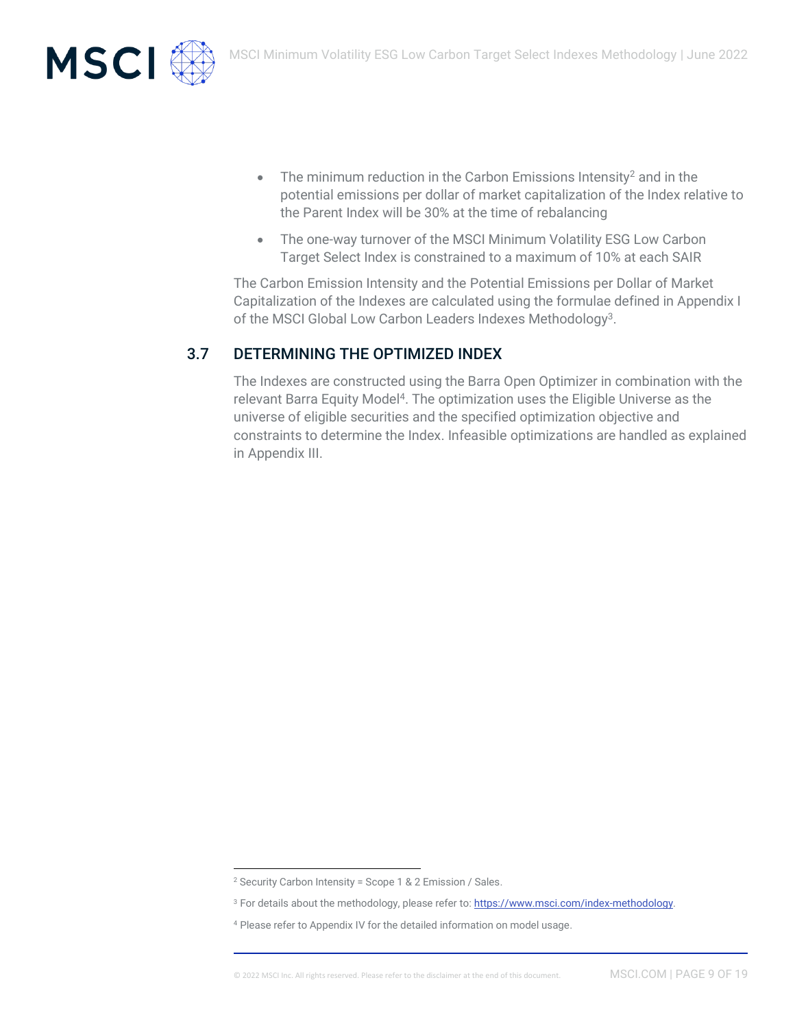- The minimum reduction in the Carbon Emissions Intensity[2] and in the potential emissions per dollar of market capitalization of the Index relative to the Parent Index will be 30% at the time of rebalancing
- The one-way turnover of the MSCI Minimum Volatility ESG Low Carbon Target Select Index is constrained to a maximum of 10% at each SAIR

The Carbon Emission Intensity and the Potential Emissions per Dollar of Market Capitalization of the Indexes are calculated using the formulae defined in Appendix I of the MSCI Global Low Carbon Leaders Indexes Methodology[3].

## 3.7 DETERMINING THE OPTIMIZED INDEX

The Indexes are constructed using the Barra Open Optimizer in combination with the relevant Barra Equity Model[4]. The optimization uses the Eligible Universe as the universe of eligible securities and the specified optimization objective and constraints to determine the Index. Infeasible optimizations are handled as explained in Appendix III.

---

[2] Security Carbon Intensity = Scope 1 & 2 Emission / Sales.

[3] For details about the methodology, please refer to: https://www.msci.com/index-methodology.

[4] Please refer to Appendix IV for the detailed information on model usage.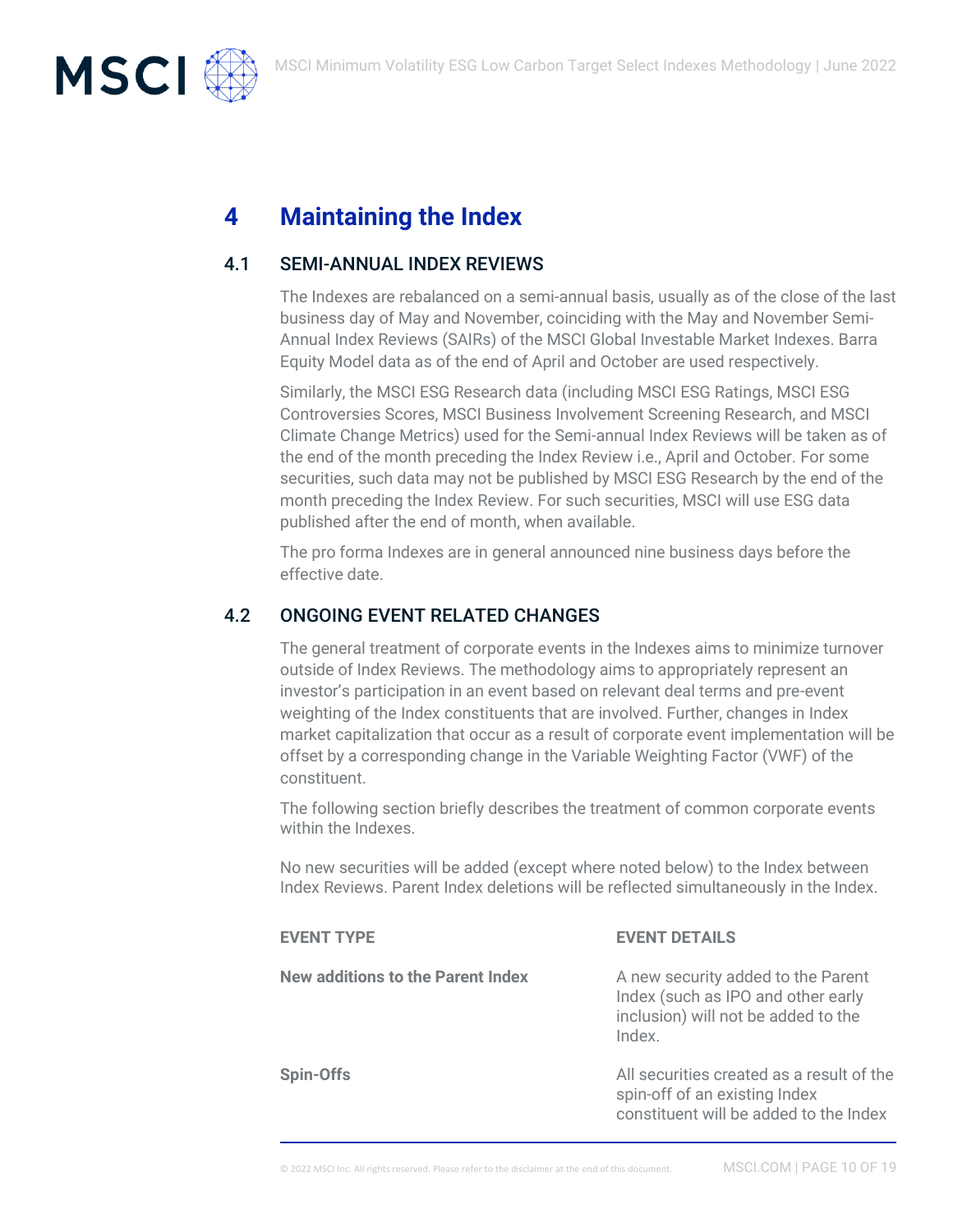# 4 Maintaining the Index

## 4.1 SEMI-ANNUAL INDEX REVIEWS

The Indexes are rebalanced on a semi-annual basis, usually as of the close of the last business day of May and November, coinciding with the May and November Semi-Annual Index Reviews (SAIRs) of the MSCI Global Investable Market Indexes. Barra Equity Model data as of the end of April and October are used respectively.

Similarly, the MSCI ESG Research data (including MSCI ESG Ratings, MSCI ESG Controversies Scores, MSCI Business Involvement Screening Research, and MSCI Climate Change Metrics) used for the Semi-annual Index Reviews will be taken as of the end of the month preceding the Index Review i.e., April and October. For some securities, such data may not be published by MSCI ESG Research by the end of the month preceding the Index Review. For such securities, MSCI will use ESG data published after the end of month, when available.

The pro forma Indexes are in general announced nine business days before the effective date.

## 4.2 ONGOING EVENT RELATED CHANGES

The general treatment of corporate events in the Indexes aims to minimize turnover outside of Index Reviews. The methodology aims to appropriately represent an investor's participation in an event based on relevant deal terms and pre-event weighting of the Index constituents that are involved. Further, changes in Index market capitalization that occur as a result of corporate event implementation will be offset by a corresponding change in the Variable Weighting Factor (VWF) of the constituent.

The following section briefly describes the treatment of common corporate events within the Indexes.

No new securities will be added (except where noted below) to the Index between Index Reviews. Parent Index deletions will be reflected simultaneously in the Index.

| EVENT TYPE | EVENT DETAILS |
| --- | --- |
| **New additions to the Parent Index** | A new security added to the Parent Index (such as IPO and other early inclusion) will not be added to the Index. |
| **Spin-Offs** | All securities created as a result of the spin-off of an existing Index constituent will be added to the Index |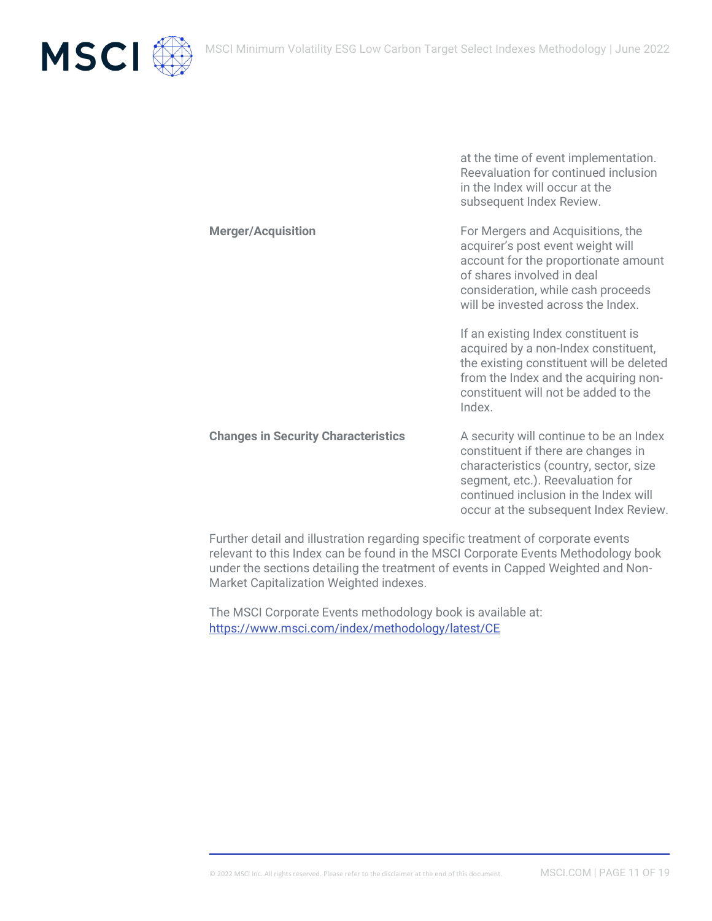| | |
|---|---|
| | at the time of event implementation. Reevaluation for continued inclusion in the Index will occur at the subsequent Index Review. |
| **Merger/Acquisition** | For Mergers and Acquisitions, the acquirer's post event weight will account for the proportionate amount of shares involved in deal consideration, while cash proceeds will be invested across the Index.<br><br>If an existing Index constituent is acquired by a non-Index constituent, the existing constituent will be deleted from the Index and the acquiring non-constituent will not be added to the Index. |
| **Changes in Security Characteristics** | A security will continue to be an Index constituent if there are changes in characteristics (country, sector, size segment, etc.). Reevaluation for continued inclusion in the Index will occur at the subsequent Index Review. |

Further detail and illustration regarding specific treatment of corporate events relevant to this Index can be found in the MSCI Corporate Events Methodology book under the sections detailing the treatment of events in Capped Weighted and Non-Market Capitalization Weighted indexes.

The MSCI Corporate Events methodology book is available at: https://www.msci.com/index/methodology/latest/CE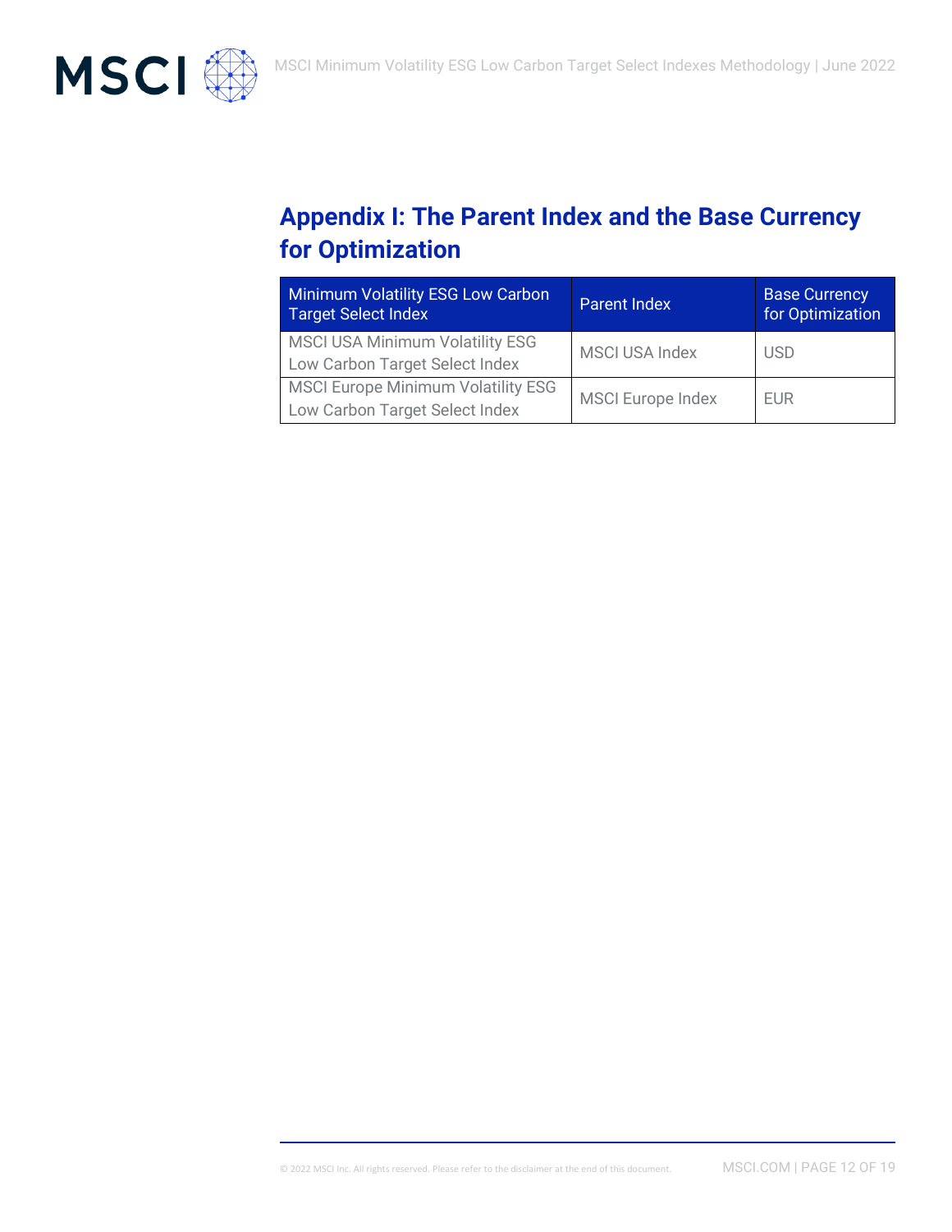## Appendix I: The Parent Index and the Base Currency for Optimization

| Minimum Volatility ESG Low Carbon Target Select Index | Parent Index | Base Currency for Optimization |
|---|---|---|
| MSCI USA Minimum Volatility ESG Low Carbon Target Select Index | MSCI USA Index | USD |
| MSCI Europe Minimum Volatility ESG Low Carbon Target Select Index | MSCI Europe Index | EUR |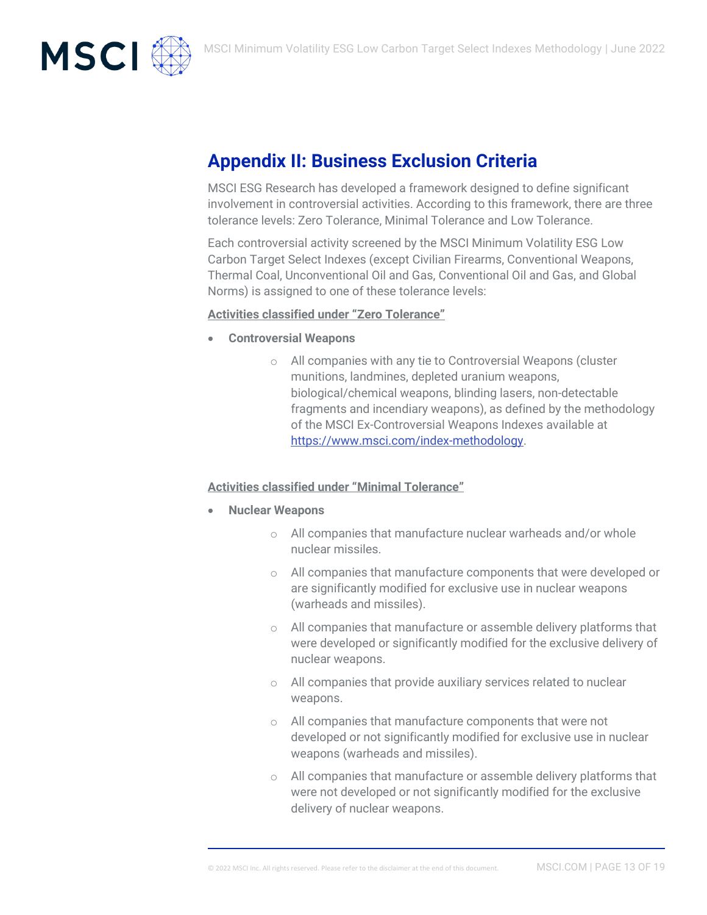## Appendix II: Business Exclusion Criteria

MSCI ESG Research has developed a framework designed to define significant involvement in controversial activities. According to this framework, there are three tolerance levels: Zero Tolerance, Minimal Tolerance and Low Tolerance.

Each controversial activity screened by the MSCI Minimum Volatility ESG Low Carbon Target Select Indexes (except Civilian Firearms, Conventional Weapons, Thermal Coal, Unconventional Oil and Gas, Conventional Oil and Gas, and Global Norms) is assigned to one of these tolerance levels:

**Activities classified under "Zero Tolerance"**

- **Controversial Weapons**
  - All companies with any tie to Controversial Weapons (cluster munitions, landmines, depleted uranium weapons, biological/chemical weapons, blinding lasers, non-detectable fragments and incendiary weapons), as defined by the methodology of the MSCI Ex-Controversial Weapons Indexes available at https://www.msci.com/index-methodology.

**Activities classified under "Minimal Tolerance"**

- **Nuclear Weapons**
  - All companies that manufacture nuclear warheads and/or whole nuclear missiles.
  - All companies that manufacture components that were developed or are significantly modified for exclusive use in nuclear weapons (warheads and missiles).
  - All companies that manufacture or assemble delivery platforms that were developed or significantly modified for the exclusive delivery of nuclear weapons.
  - All companies that provide auxiliary services related to nuclear weapons.
  - All companies that manufacture components that were not developed or not significantly modified for exclusive use in nuclear weapons (warheads and missiles).
  - All companies that manufacture or assemble delivery platforms that were not developed or not significantly modified for the exclusive delivery of nuclear weapons.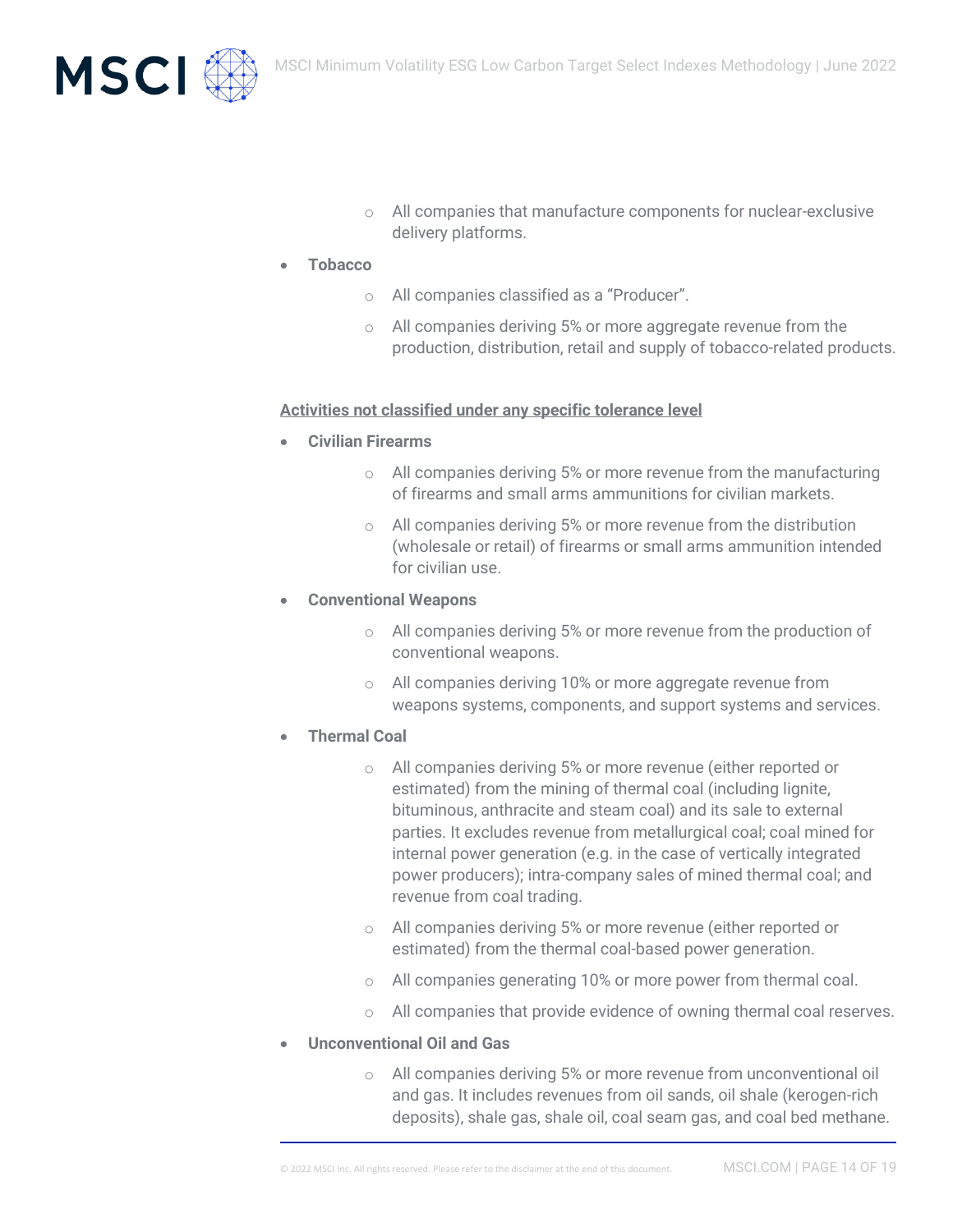- All companies that manufacture components for nuclear-exclusive delivery platforms.

- **Tobacco**
  - All companies classified as a "Producer".
  - All companies deriving 5% or more aggregate revenue from the production, distribution, retail and supply of tobacco-related products.

<u>**Activities not classified under any specific tolerance level**</u>

- **Civilian Firearms**
  - All companies deriving 5% or more revenue from the manufacturing of firearms and small arms ammunitions for civilian markets.
  - All companies deriving 5% or more revenue from the distribution (wholesale or retail) of firearms or small arms ammunition intended for civilian use.
- **Conventional Weapons**
  - All companies deriving 5% or more revenue from the production of conventional weapons.
  - All companies deriving 10% or more aggregate revenue from weapons systems, components, and support systems and services.
- **Thermal Coal**
  - All companies deriving 5% or more revenue (either reported or estimated) from the mining of thermal coal (including lignite, bituminous, anthracite and steam coal) and its sale to external parties. It excludes revenue from metallurgical coal; coal mined for internal power generation (e.g. in the case of vertically integrated power producers); intra-company sales of mined thermal coal; and revenue from coal trading.
  - All companies deriving 5% or more revenue (either reported or estimated) from the thermal coal-based power generation.
  - All companies generating 10% or more power from thermal coal.
  - All companies that provide evidence of owning thermal coal reserves.
- **Unconventional Oil and Gas**
  - All companies deriving 5% or more revenue from unconventional oil and gas. It includes revenues from oil sands, oil shale (kerogen-rich deposits), shale gas, shale oil, coal seam gas, and coal bed methane.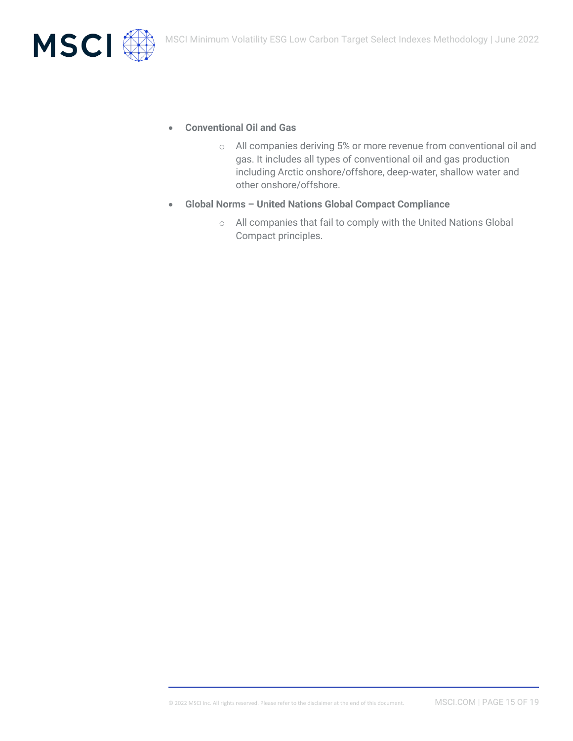- **Conventional Oil and Gas**
    - All companies deriving 5% or more revenue from conventional oil and gas. It includes all types of conventional oil and gas production including Arctic onshore/offshore, deep-water, shallow water and other onshore/offshore.
- **Global Norms – United Nations Global Compact Compliance**
    - All companies that fail to comply with the United Nations Global Compact principles.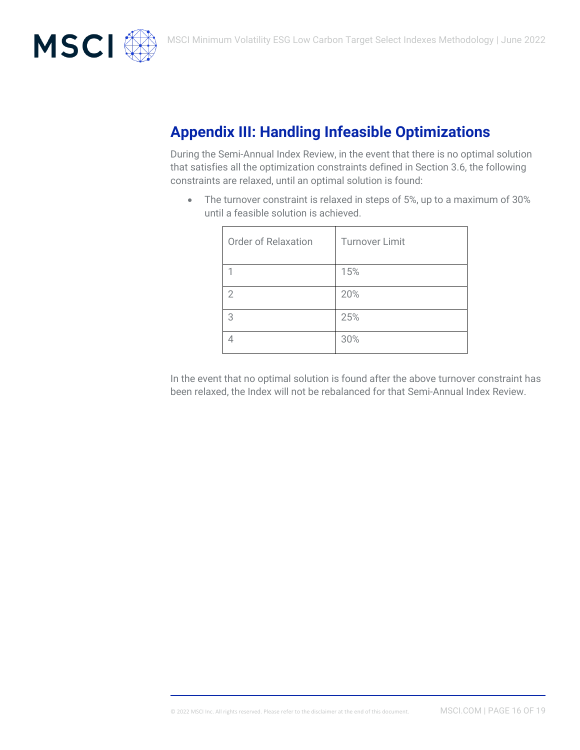## Appendix III: Handling Infeasible Optimizations

During the Semi-Annual Index Review, in the event that there is no optimal solution that satisfies all the optimization constraints defined in Section 3.6, the following constraints are relaxed, until an optimal solution is found:

- The turnover constraint is relaxed in steps of 5%, up to a maximum of 30% until a feasible solution is achieved.

| Order of Relaxation | Turnover Limit |
|---|---|
| 1 | 15% |
| 2 | 20% |
| 3 | 25% |
| 4 | 30% |

In the event that no optimal solution is found after the above turnover constraint has been relaxed, the Index will not be rebalanced for that Semi-Annual Index Review.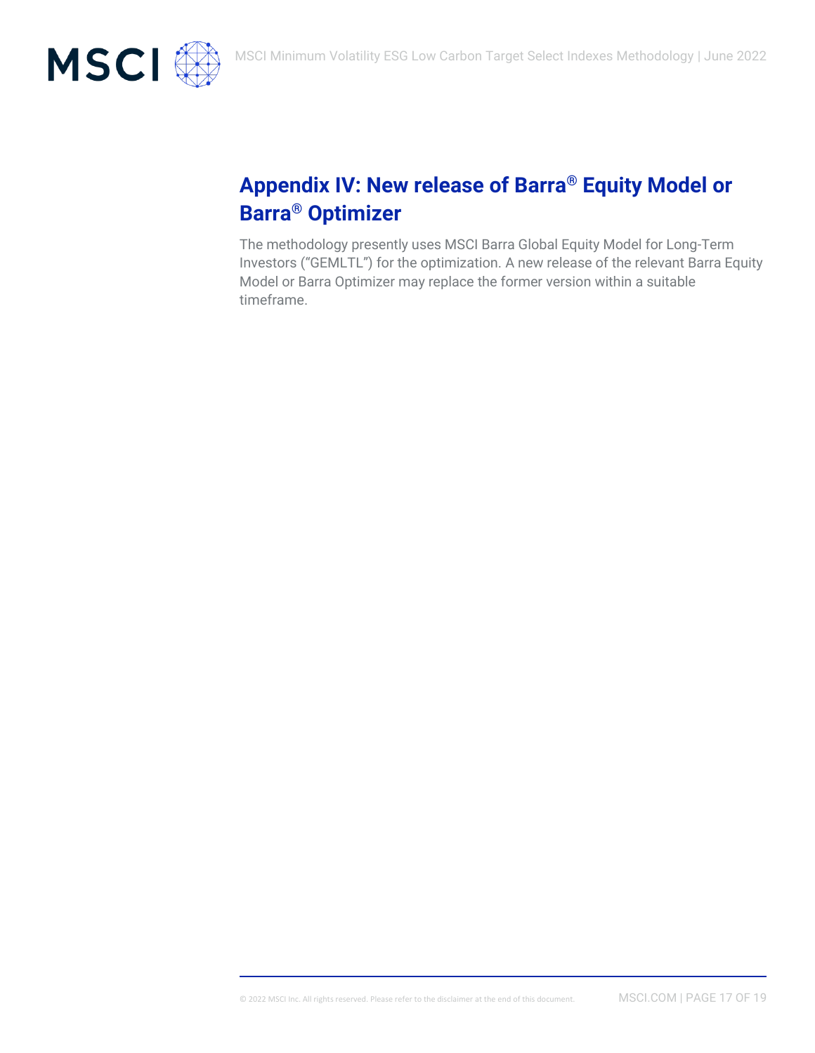# Appendix IV: New release of Barra® Equity Model or Barra® Optimizer

The methodology presently uses MSCI Barra Global Equity Model for Long-Term Investors ("GEMLTL") for the optimization. A new release of the relevant Barra Equity Model or Barra Optimizer may replace the former version within a suitable timeframe.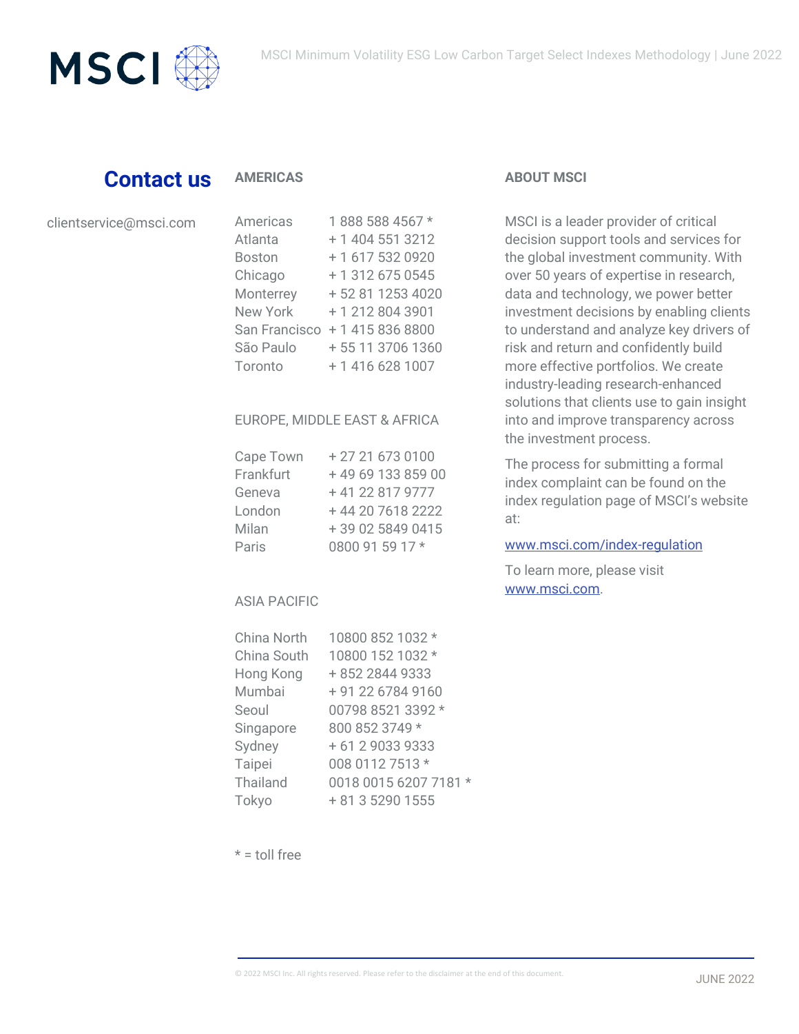## Contact us

clientservice@msci.com

### AMERICAS

| | |
|---|---|
| Americas | 1 888 588 4567 * |
| Atlanta | + 1 404 551 3212 |
| Boston | + 1 617 532 0920 |
| Chicago | + 1 312 675 0545 |
| Monterrey | + 52 81 1253 4020 |
| New York | + 1 212 804 3901 |
| San Francisco | + 1 415 836 8800 |
| São Paulo | + 55 11 3706 1360 |
| Toronto | + 1 416 628 1007 |

### EUROPE, MIDDLE EAST & AFRICA

| | |
|---|---|
| Cape Town | + 27 21 673 0100 |
| Frankfurt | + 49 69 133 859 00 |
| Geneva | + 41 22 817 9777 |
| London | + 44 20 7618 2222 |
| Milan | + 39 02 5849 0415 |
| Paris | 0800 91 59 17 * |

### ASIA PACIFIC

| | |
|---|---|
| China North | 10800 852 1032 * |
| China South | 10800 152 1032 * |
| Hong Kong | + 852 2844 9333 |
| Mumbai | + 91 22 6784 9160 |
| Seoul | 00798 8521 3392 * |
| Singapore | 800 852 3749 * |
| Sydney | + 61 2 9033 9333 |
| Taipei | 008 0112 7513 * |
| Thailand | 0018 0015 6207 7181 * |
| Tokyo | + 81 3 5290 1555 |

* = toll free

### ABOUT MSCI

MSCI is a leader provider of critical decision support tools and services for the global investment community. With over 50 years of expertise in research, data and technology, we power better investment decisions by enabling clients to understand and analyze key drivers of risk and return and confidently build more effective portfolios. We create industry-leading research-enhanced solutions that clients use to gain insight into and improve transparency across the investment process.

The process for submitting a formal index complaint can be found on the index regulation page of MSCI's website at:

www.msci.com/index-regulation

To learn more, please visit www.msci.com.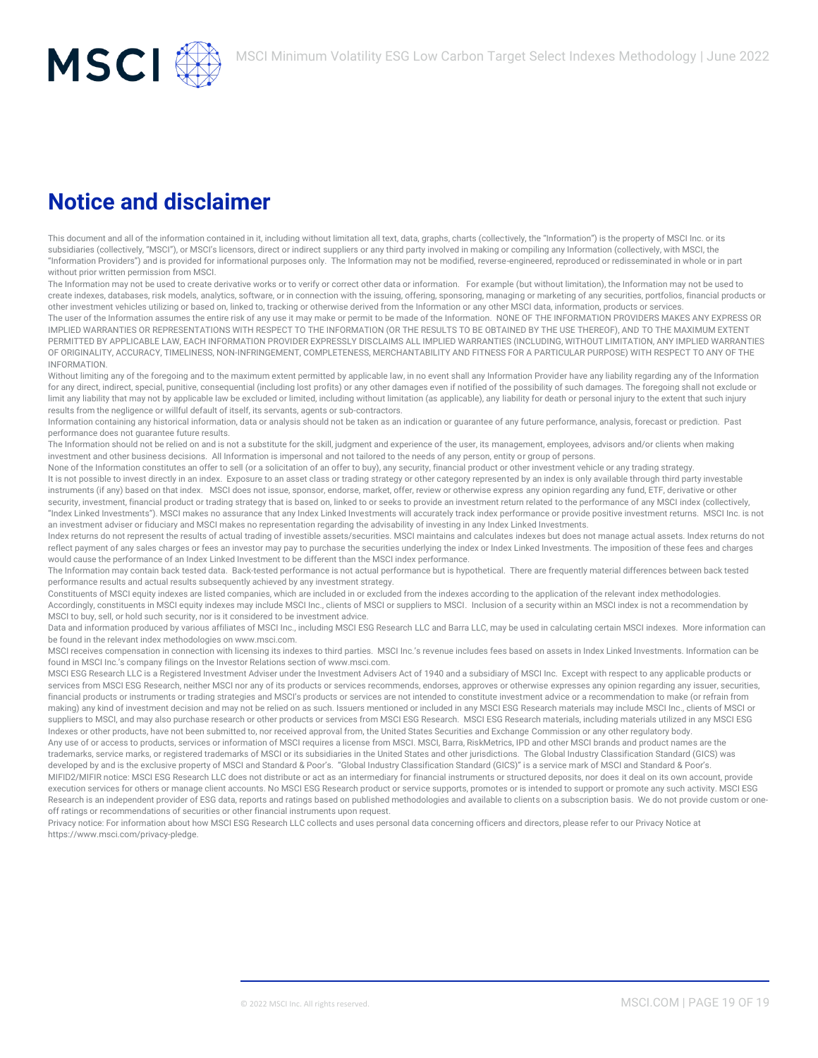# Notice and disclaimer

This document and all of the information contained in it, including without limitation all text, data, graphs, charts (collectively, the "Information") is the property of MSCI Inc. or its subsidiaries (collectively, "MSCI"), or MSCI's licensors, direct or indirect suppliers or any third party involved in making or compiling any Information (collectively, with MSCI, the "Information Providers") and is provided for informational purposes only. The Information may not be modified, reverse-engineered, reproduced or redisseminated in whole or in part without prior written permission from MSCI.

The Information may not be used to create derivative works or to verify or correct other data or information. For example (but without limitation), the Information may not be used to create indexes, databases, risk models, analytics, software, or in connection with the issuing, offering, sponsoring, managing or marketing of any securities, portfolios, financial products or other investment vehicles utilizing or based on, linked to, tracking or otherwise derived from the Information or any other MSCI data, information, products or services.

The user of the Information assumes the entire risk of any use it may make or permit to be made of the Information. NONE OF THE INFORMATION PROVIDERS MAKES ANY EXPRESS OR IMPLIED WARRANTIES OR REPRESENTATIONS WITH RESPECT TO THE INFORMATION (OR THE RESULTS TO BE OBTAINED BY THE USE THEREOF), AND TO THE MAXIMUM EXTENT PERMITTED BY APPLICABLE LAW, EACH INFORMATION PROVIDER EXPRESSLY DISCLAIMS ALL IMPLIED WARRANTIES (INCLUDING, WITHOUT LIMITATION, ANY IMPLIED WARRANTIES OF ORIGINALITY, ACCURACY, TIMELINESS, NON-INFRINGEMENT, COMPLETENESS, MERCHANTABILITY AND FITNESS FOR A PARTICULAR PURPOSE) WITH RESPECT TO ANY OF THE INFORMATION.

Without limiting any of the foregoing and to the maximum extent permitted by applicable law, in no event shall any Information Provider have any liability regarding any of the Information for any direct, indirect, special, punitive, consequential (including lost profits) or any other damages even if notified of the possibility of such damages. The foregoing shall not exclude or limit any liability that may not by applicable law be excluded or limited, including without limitation (as applicable), any liability for death or personal injury to the extent that such injury results from the negligence or willful default of itself, its servants, agents or sub-contractors.

Information containing any historical information, data or analysis should not be taken as an indication or guarantee of any future performance, analysis, forecast or prediction. Past performance does not guarantee future results.

The Information should not be relied on and is not a substitute for the skill, judgment and experience of the user, its management, employees, advisors and/or clients when making investment and other business decisions. All Information is impersonal and not tailored to the needs of any person, entity or group of persons.

None of the Information constitutes an offer to sell (or a solicitation of an offer to buy), any security, financial product or other investment vehicle or any trading strategy.

It is not possible to invest directly in an index. Exposure to an asset class or trading strategy or other category represented by an index is only available through third party investable instruments (if any) based on that index. MSCI does not issue, sponsor, endorse, market, offer, review or otherwise express any opinion regarding any fund, ETF, derivative or other security, investment, financial product or trading strategy that is based on, linked to or seeks to provide an investment return related to the performance of any MSCI index (collectively, "Index Linked Investments"). MSCI makes no assurance that any Index Linked Investments will accurately track index performance or provide positive investment returns. MSCI Inc. is not an investment adviser or fiduciary and MSCI makes no representation regarding the advisability of investing in any Index Linked Investments.

Index returns do not represent the results of actual trading of investible assets/securities. MSCI maintains and calculates indexes but does not manage actual assets. Index returns do not reflect payment of any sales charges or fees an investor may pay to purchase the securities underlying the index or Index Linked Investments. The imposition of these fees and charges would cause the performance of an Index Linked Investment to be different than the MSCI index performance.

The Information may contain back tested data. Back-tested performance is not actual performance but is hypothetical. There are frequently material differences between back tested performance results and actual results subsequently achieved by any investment strategy.

Constituents of MSCI equity indexes are listed companies, which are included in or excluded from the indexes according to the application of the relevant index methodologies. Accordingly, constituents in MSCI equity indexes may include MSCI Inc., clients of MSCI or suppliers to MSCI. Inclusion of a security within an MSCI index is not a recommendation by MSCI to buy, sell, or hold such security, nor is it considered to be investment advice.

Data and information produced by various affiliates of MSCI Inc., including MSCI ESG Research LLC and Barra LLC, may be used in calculating certain MSCI indexes. More information can be found in the relevant index methodologies on www.msci.com.

MSCI receives compensation in connection with licensing its indexes to third parties. MSCI Inc.'s revenue includes fees based on assets in Index Linked Investments. Information can be found in MSCI Inc.'s company filings on the Investor Relations section of www.msci.com.

MSCI ESG Research LLC is a Registered Investment Adviser under the Investment Advisers Act of 1940 and a subsidiary of MSCI Inc. Except with respect to any applicable products or services from MSCI ESG Research, neither MSCI nor any of its products or services recommends, endorses, approves or otherwise expresses any opinion regarding any issuer, securities, financial products or instruments or trading strategies and MSCI's products or services are not intended to constitute investment advice or a recommendation to make (or refrain from making) any kind of investment decision and may not be relied on as such. Issuers mentioned or included in any MSCI ESG Research materials may include MSCI Inc., clients of MSCI or suppliers to MSCI, and may also purchase research or other products or services from MSCI ESG Research. MSCI ESG Research materials, including materials utilized in any MSCI ESG Indexes or other products, have not been submitted to, nor received approval from, the United States Securities and Exchange Commission or any other regulatory body.

Any use of or access to products, services or information of MSCI requires a license from MSCI. MSCI, Barra, RiskMetrics, IPD and other MSCI brands and product names are the trademarks, service marks, or registered trademarks of MSCI or its subsidiaries in the United States and other jurisdictions. The Global Industry Classification Standard (GICS) was developed by and is the exclusive property of MSCI and Standard & Poor's. "Global Industry Classification Standard (GICS)" is a service mark of MSCI and Standard & Poor's.

MIFID2/MIFIR notice: MSCI ESG Research LLC does not distribute or act as an intermediary for financial instruments or structured deposits, nor does it deal on its own account, provide execution services for others or manage client accounts. No MSCI ESG Research product or service supports, promotes or is intended to support or promote any such activity. MSCI ESG Research is an independent provider of ESG data, reports and ratings based on published methodologies and available to clients on a subscription basis. We do not provide custom or one-off ratings or recommendations of securities or other financial instruments upon request.

Privacy notice: For information about how MSCI ESG Research LLC collects and uses personal data concerning officers and directors, please refer to our Privacy Notice at https://www.msci.com/privacy-pledge.